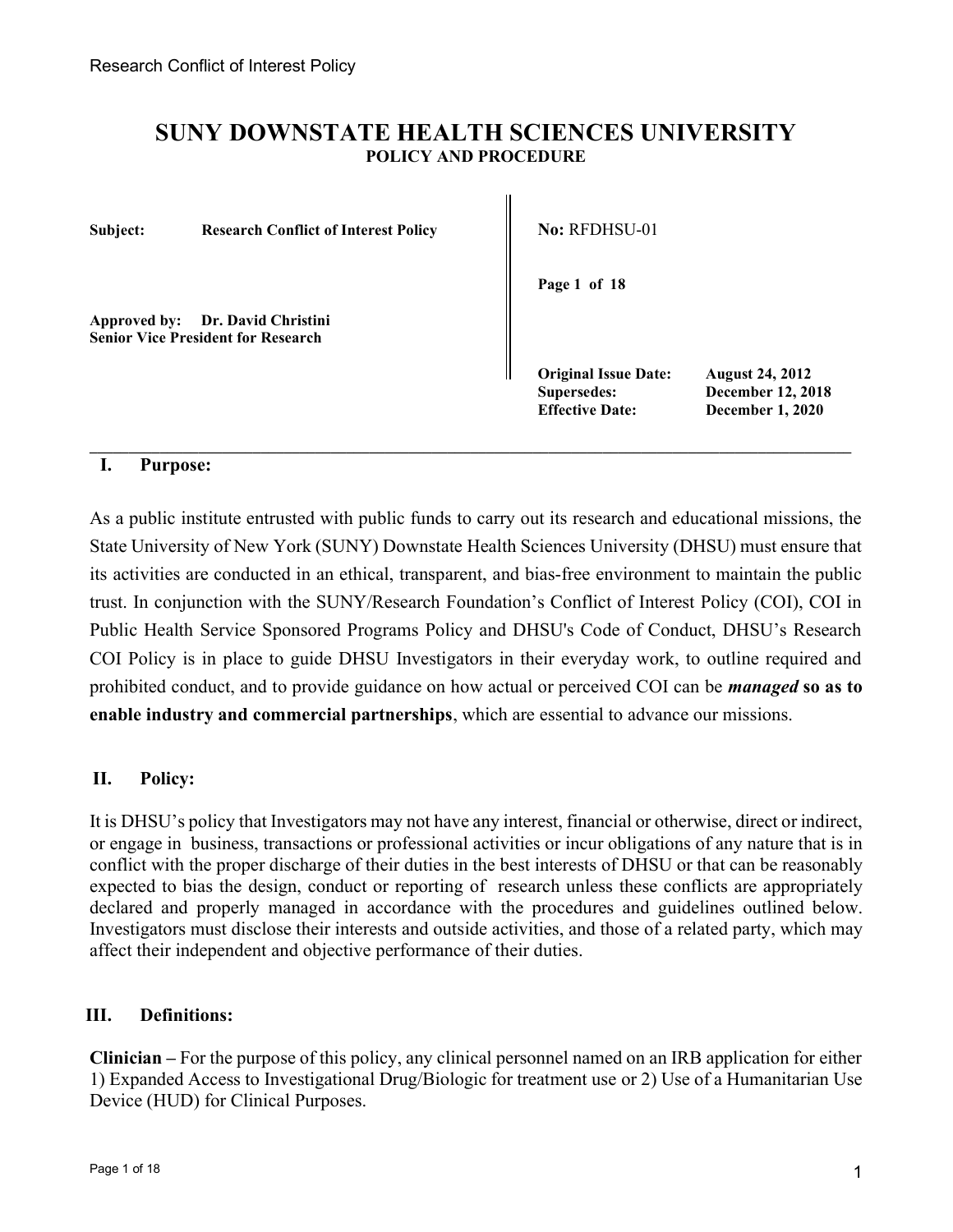# SUNY DOWNSTATE HEALTH SCIENCES UNIVERSITY

**POLICY AND PROCEDURE**

| | |
|---|---|
| **Subject:** **Research Conflict of Interest Policy** | **No:** RFDHSU-01 |
| | **Page 1 of 18** |
| **Approved by:** **Dr. David Christini** **Senior Vice President for Research** | |
| | **Original Issue Date:** **August 24, 2012** |
| | **Supersedes:** **December 12, 2018** |
| | **Effective Date:** **December 1, 2020** |

## I. Purpose:

As a public institute entrusted with public funds to carry out its research and educational missions, the State University of New York (SUNY) Downstate Health Sciences University (DHSU) must ensure that its activities are conducted in an ethical, transparent, and bias-free environment to maintain the public trust. In conjunction with the SUNY/Research Foundation's Conflict of Interest Policy (COI), COI in Public Health Service Sponsored Programs Policy and DHSU's Code of Conduct, DHSU's Research COI Policy is in place to guide DHSU Investigators in their everyday work, to outline required and prohibited conduct, and to provide guidance on how actual or perceived COI can be ***managed*** **so as to enable industry and commercial partnerships**, which are essential to advance our missions.

## II. Policy:

It is DHSU's policy that Investigators may not have any interest, financial or otherwise, direct or indirect, or engage in business, transactions or professional activities or incur obligations of any nature that is in conflict with the proper discharge of their duties in the best interests of DHSU or that can be reasonably expected to bias the design, conduct or reporting of research unless these conflicts are appropriately declared and properly managed in accordance with the procedures and guidelines outlined below. Investigators must disclose their interests and outside activities, and those of a related party, which may affect their independent and objective performance of their duties.

## III. Definitions:

**Clinician –** For the purpose of this policy, any clinical personnel named on an IRB application for either 1) Expanded Access to Investigational Drug/Biologic for treatment use or 2) Use of a Humanitarian Use Device (HUD) for Clinical Purposes.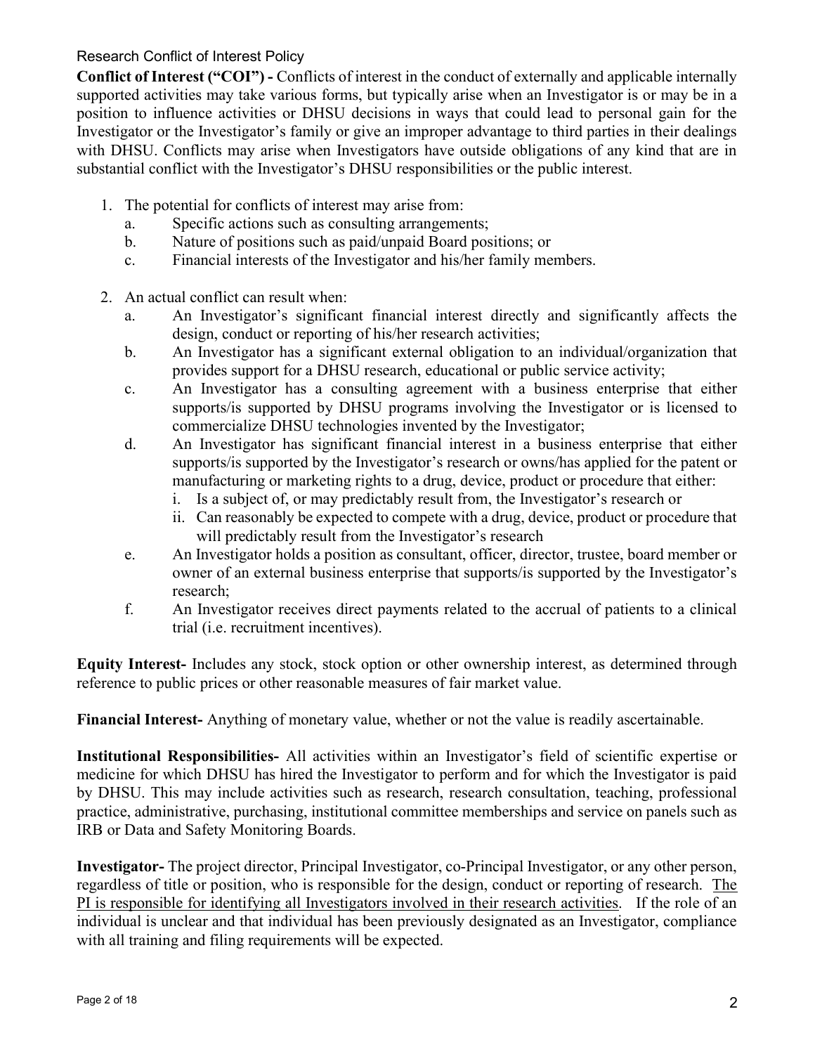**Conflict of Interest ("COI") -** Conflicts of interest in the conduct of externally and applicable internally supported activities may take various forms, but typically arise when an Investigator is or may be in a position to influence activities or DHSU decisions in ways that could lead to personal gain for the Investigator or the Investigator's family or give an improper advantage to third parties in their dealings with DHSU. Conflicts may arise when Investigators have outside obligations of any kind that are in substantial conflict with the Investigator's DHSU responsibilities or the public interest.

1. The potential for conflicts of interest may arise from:
   a. Specific actions such as consulting arrangements;
   b. Nature of positions such as paid/unpaid Board positions; or
   c. Financial interests of the Investigator and his/her family members.

2. An actual conflict can result when:
   a. An Investigator's significant financial interest directly and significantly affects the design, conduct or reporting of his/her research activities;
   b. An Investigator has a significant external obligation to an individual/organization that provides support for a DHSU research, educational or public service activity;
   c. An Investigator has a consulting agreement with a business enterprise that either supports/is supported by DHSU programs involving the Investigator or is licensed to commercialize DHSU technologies invented by the Investigator;
   d. An Investigator has significant financial interest in a business enterprise that either supports/is supported by the Investigator's research or owns/has applied for the patent or manufacturing or marketing rights to a drug, device, product or procedure that either:
      i. Is a subject of, or may predictably result from, the Investigator's research or
      ii. Can reasonably be expected to compete with a drug, device, product or procedure that will predictably result from the Investigator's research
   e. An Investigator holds a position as consultant, officer, director, trustee, board member or owner of an external business enterprise that supports/is supported by the Investigator's research;
   f. An Investigator receives direct payments related to the accrual of patients to a clinical trial (i.e. recruitment incentives).

**Equity Interest-** Includes any stock, stock option or other ownership interest, as determined through reference to public prices or other reasonable measures of fair market value.

**Financial Interest-** Anything of monetary value, whether or not the value is readily ascertainable.

**Institutional Responsibilities-** All activities within an Investigator's field of scientific expertise or medicine for which DHSU has hired the Investigator to perform and for which the Investigator is paid by DHSU. This may include activities such as research, research consultation, teaching, professional practice, administrative, purchasing, institutional committee memberships and service on panels such as IRB or Data and Safety Monitoring Boards.

**Investigator-** The project director, Principal Investigator, co-Principal Investigator, or any other person, regardless of title or position, who is responsible for the design, conduct or reporting of research. <u>The PI is responsible for identifying all Investigators involved in their research activities</u>. If the role of an individual is unclear and that individual has been previously designated as an Investigator, compliance with all training and filing requirements will be expected.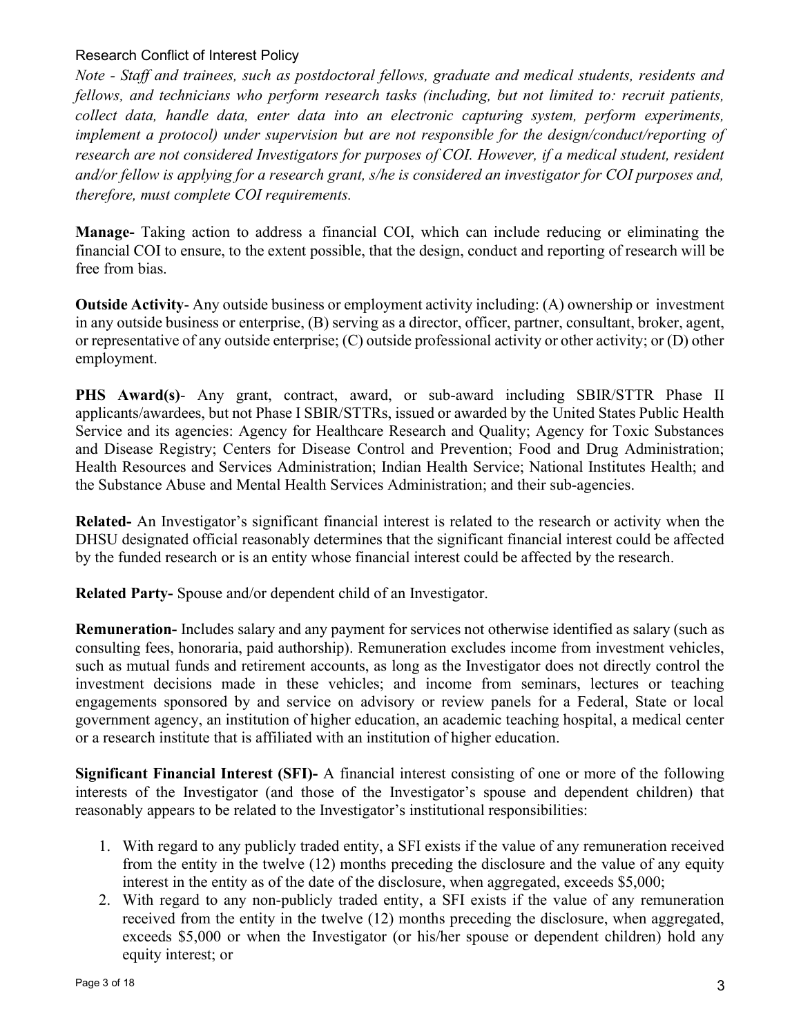*Note - Staff and trainees, such as postdoctoral fellows, graduate and medical students, residents and fellows, and technicians who perform research tasks (including, but not limited to: recruit patients, collect data, handle data, enter data into an electronic capturing system, perform experiments, implement a protocol) under supervision but are not responsible for the design/conduct/reporting of research are not considered Investigators for purposes of COI. However, if a medical student, resident and/or fellow is applying for a research grant, s/he is considered an investigator for COI purposes and, therefore, must complete COI requirements.*

**Manage-** Taking action to address a financial COI, which can include reducing or eliminating the financial COI to ensure, to the extent possible, that the design, conduct and reporting of research will be free from bias.

**Outside Activity**- Any outside business or employment activity including: (A) ownership or investment in any outside business or enterprise, (B) serving as a director, officer, partner, consultant, broker, agent, or representative of any outside enterprise; (C) outside professional activity or other activity; or (D) other employment.

**PHS Award(s)**- Any grant, contract, award, or sub-award including SBIR/STTR Phase II applicants/awardees, but not Phase I SBIR/STTRs, issued or awarded by the United States Public Health Service and its agencies: Agency for Healthcare Research and Quality; Agency for Toxic Substances and Disease Registry; Centers for Disease Control and Prevention; Food and Drug Administration; Health Resources and Services Administration; Indian Health Service; National Institutes Health; and the Substance Abuse and Mental Health Services Administration; and their sub-agencies.

**Related-** An Investigator's significant financial interest is related to the research or activity when the DHSU designated official reasonably determines that the significant financial interest could be affected by the funded research or is an entity whose financial interest could be affected by the research.

**Related Party-** Spouse and/or dependent child of an Investigator.

**Remuneration-** Includes salary and any payment for services not otherwise identified as salary (such as consulting fees, honoraria, paid authorship). Remuneration excludes income from investment vehicles, such as mutual funds and retirement accounts, as long as the Investigator does not directly control the investment decisions made in these vehicles; and income from seminars, lectures or teaching engagements sponsored by and service on advisory or review panels for a Federal, State or local government agency, an institution of higher education, an academic teaching hospital, a medical center or a research institute that is affiliated with an institution of higher education.

**Significant Financial Interest (SFI)-** A financial interest consisting of one or more of the following interests of the Investigator (and those of the Investigator's spouse and dependent children) that reasonably appears to be related to the Investigator's institutional responsibilities:

1. With regard to any publicly traded entity, a SFI exists if the value of any remuneration received from the entity in the twelve (12) months preceding the disclosure and the value of any equity interest in the entity as of the date of the disclosure, when aggregated, exceeds $5,000;
2. With regard to any non-publicly traded entity, a SFI exists if the value of any remuneration received from the entity in the twelve (12) months preceding the disclosure, when aggregated, exceeds $5,000 or when the Investigator (or his/her spouse or dependent children) hold any equity interest; or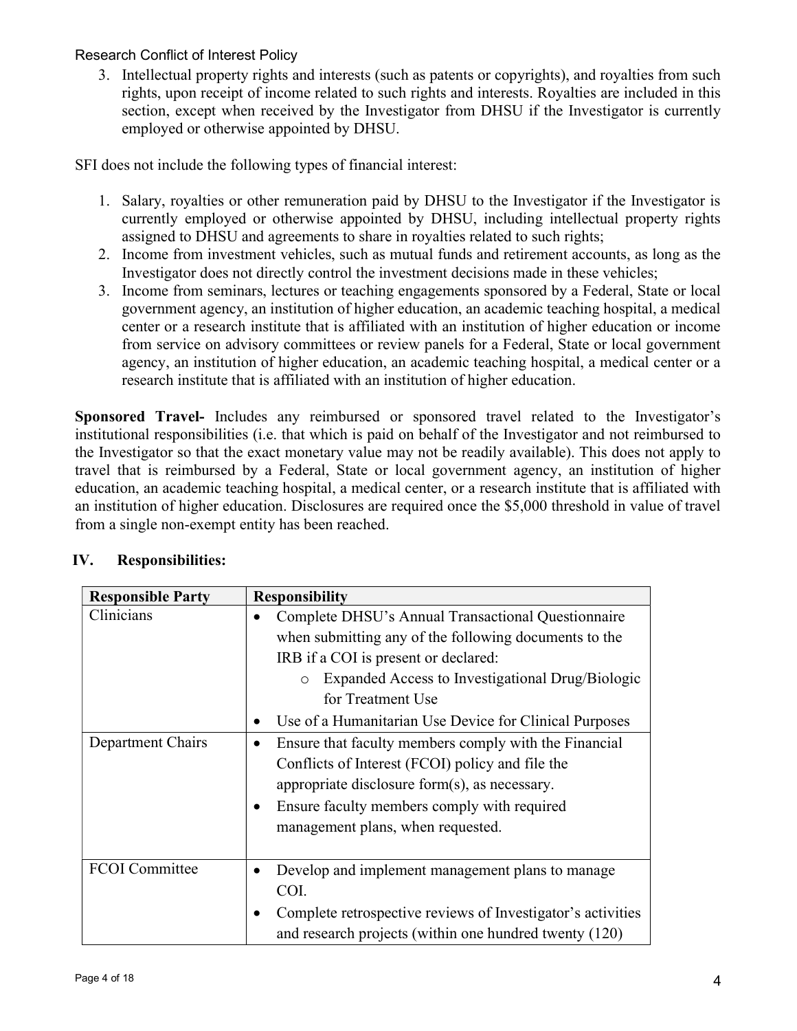3. Intellectual property rights and interests (such as patents or copyrights), and royalties from such rights, upon receipt of income related to such rights and interests. Royalties are included in this section, except when received by the Investigator from DHSU if the Investigator is currently employed or otherwise appointed by DHSU.

SFI does not include the following types of financial interest:

1. Salary, royalties or other remuneration paid by DHSU to the Investigator if the Investigator is currently employed or otherwise appointed by DHSU, including intellectual property rights assigned to DHSU and agreements to share in royalties related to such rights;
2. Income from investment vehicles, such as mutual funds and retirement accounts, as long as the Investigator does not directly control the investment decisions made in these vehicles;
3. Income from seminars, lectures or teaching engagements sponsored by a Federal, State or local government agency, an institution of higher education, an academic teaching hospital, a medical center or a research institute that is affiliated with an institution of higher education or income from service on advisory committees or review panels for a Federal, State or local government agency, an institution of higher education, an academic teaching hospital, a medical center or a research institute that is affiliated with an institution of higher education.

**Sponsored Travel-** Includes any reimbursed or sponsored travel related to the Investigator's institutional responsibilities (i.e. that which is paid on behalf of the Investigator and not reimbursed to the Investigator so that the exact monetary value may not be readily available). This does not apply to travel that is reimbursed by a Federal, State or local government agency, an institution of higher education, an academic teaching hospital, a medical center, or a research institute that is affiliated with an institution of higher education. Disclosures are required once the $5,000 threshold in value of travel from a single non-exempt entity has been reached.

## IV. Responsibilities:

| Responsible Party | Responsibility |
|---|---|
| Clinicians | • Complete DHSU's Annual Transactional Questionnaire when submitting any of the following documents to the IRB if a COI is present or declared:<br>  ○ Expanded Access to Investigational Drug/Biologic for Treatment Use<br>• Use of a Humanitarian Use Device for Clinical Purposes |
| Department Chairs | • Ensure that faculty members comply with the Financial Conflicts of Interest (FCOI) policy and file the appropriate disclosure form(s), as necessary.<br>• Ensure faculty members comply with required management plans, when requested. |
| FCOI Committee | • Develop and implement management plans to manage COI.<br>• Complete retrospective reviews of Investigator's activities and research projects (within one hundred twenty (120) |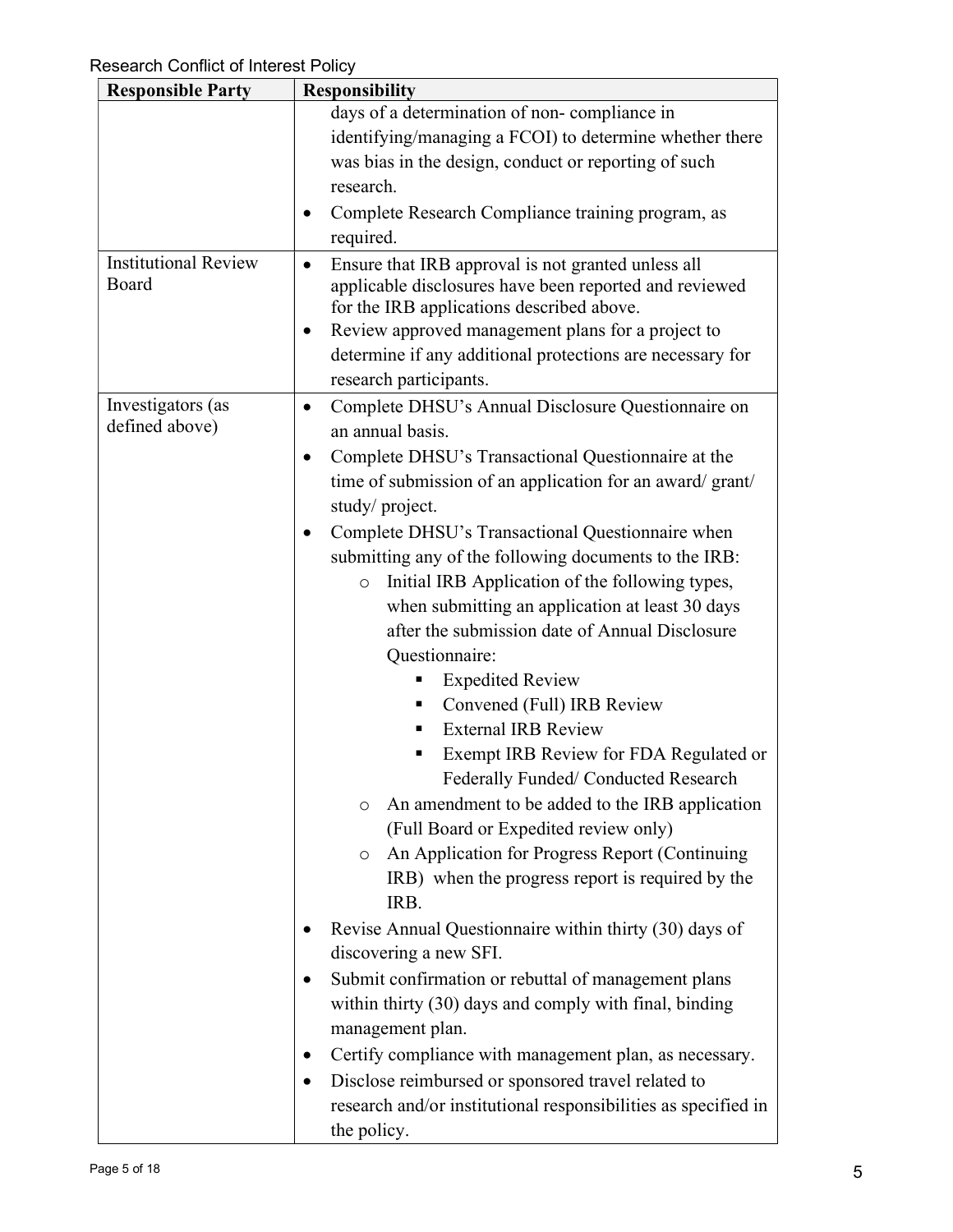| Responsible Party | Responsibility |
|---|---|
| | days of a determination of non- compliance in identifying/managing a FCOI) to determine whether there was bias in the design, conduct or reporting of such research.<br>• Complete Research Compliance training program, as required. |
| Institutional Review Board | • Ensure that IRB approval is not granted unless all applicable disclosures have been reported and reviewed for the IRB applications described above.<br>• Review approved management plans for a project to determine if any additional protections are necessary for research participants. |
| Investigators (as defined above) | • Complete DHSU's Annual Disclosure Questionnaire on an annual basis.<br>• Complete DHSU's Transactional Questionnaire at the time of submission of an application for an award/ grant/ study/ project.<br>• Complete DHSU's Transactional Questionnaire when submitting any of the following documents to the IRB:<br>&nbsp;&nbsp;&nbsp;&nbsp;o Initial IRB Application of the following types, when submitting an application at least 30 days after the submission date of Annual Disclosure Questionnaire:<br>&nbsp;&nbsp;&nbsp;&nbsp;&nbsp;&nbsp;&nbsp;&nbsp;▪ Expedited Review<br>&nbsp;&nbsp;&nbsp;&nbsp;&nbsp;&nbsp;&nbsp;&nbsp;▪ Convened (Full) IRB Review<br>&nbsp;&nbsp;&nbsp;&nbsp;&nbsp;&nbsp;&nbsp;&nbsp;▪ External IRB Review<br>&nbsp;&nbsp;&nbsp;&nbsp;&nbsp;&nbsp;&nbsp;&nbsp;▪ Exempt IRB Review for FDA Regulated or Federally Funded/ Conducted Research<br>&nbsp;&nbsp;&nbsp;&nbsp;o An amendment to be added to the IRB application (Full Board or Expedited review only)<br>&nbsp;&nbsp;&nbsp;&nbsp;o An Application for Progress Report (Continuing IRB) when the progress report is required by the IRB.<br>• Revise Annual Questionnaire within thirty (30) days of discovering a new SFI.<br>• Submit confirmation or rebuttal of management plans within thirty (30) days and comply with final, binding management plan.<br>• Certify compliance with management plan, as necessary.<br>• Disclose reimbursed or sponsored travel related to research and/or institutional responsibilities as specified in the policy. |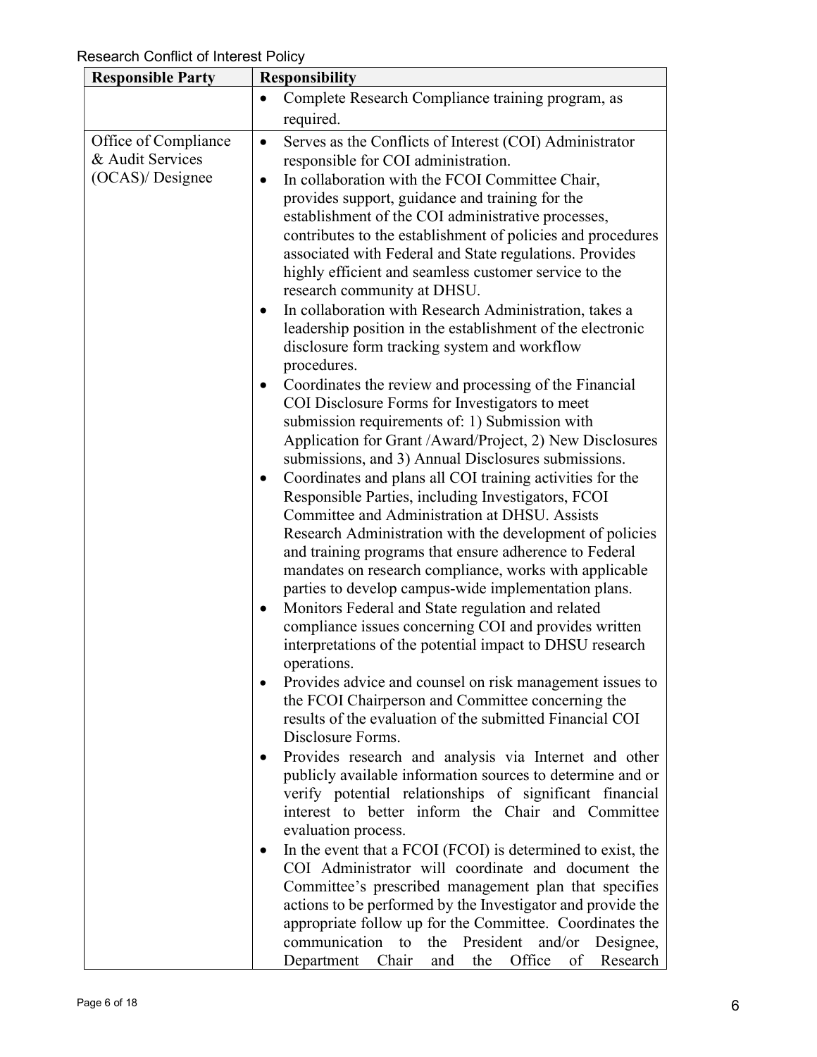| Responsible Party | Responsibility |
| --- | --- |
| | • Complete Research Compliance training program, as required. |
| Office of Compliance & Audit Services (OCAS)/ Designee | • Serves as the Conflicts of Interest (COI) Administrator responsible for COI administration.<br>• In collaboration with the FCOI Committee Chair, provides support, guidance and training for the establishment of the COI administrative processes, contributes to the establishment of policies and procedures associated with Federal and State regulations. Provides highly efficient and seamless customer service to the research community at DHSU.<br>• In collaboration with Research Administration, takes a leadership position in the establishment of the electronic disclosure form tracking system and workflow procedures.<br>• Coordinates the review and processing of the Financial COI Disclosure Forms for Investigators to meet submission requirements of: 1) Submission with Application for Grant /Award/Project, 2) New Disclosures submissions, and 3) Annual Disclosures submissions.<br>• Coordinates and plans all COI training activities for the Responsible Parties, including Investigators, FCOI Committee and Administration at DHSU. Assists Research Administration with the development of policies and training programs that ensure adherence to Federal mandates on research compliance, works with applicable parties to develop campus-wide implementation plans.<br>• Monitors Federal and State regulation and related compliance issues concerning COI and provides written interpretations of the potential impact to DHSU research operations.<br>• Provides advice and counsel on risk management issues to the FCOI Chairperson and Committee concerning the results of the evaluation of the submitted Financial COI Disclosure Forms.<br>• Provides research and analysis via Internet and other publicly available information sources to determine and or verify potential relationships of significant financial interest to better inform the Chair and Committee evaluation process.<br>• In the event that a FCOI (FCOI) is determined to exist, the COI Administrator will coordinate and document the Committee's prescribed management plan that specifies actions to be performed by the Investigator and provide the appropriate follow up for the Committee. Coordinates the communication to the President and/or Designee, Department Chair and the Office of Research |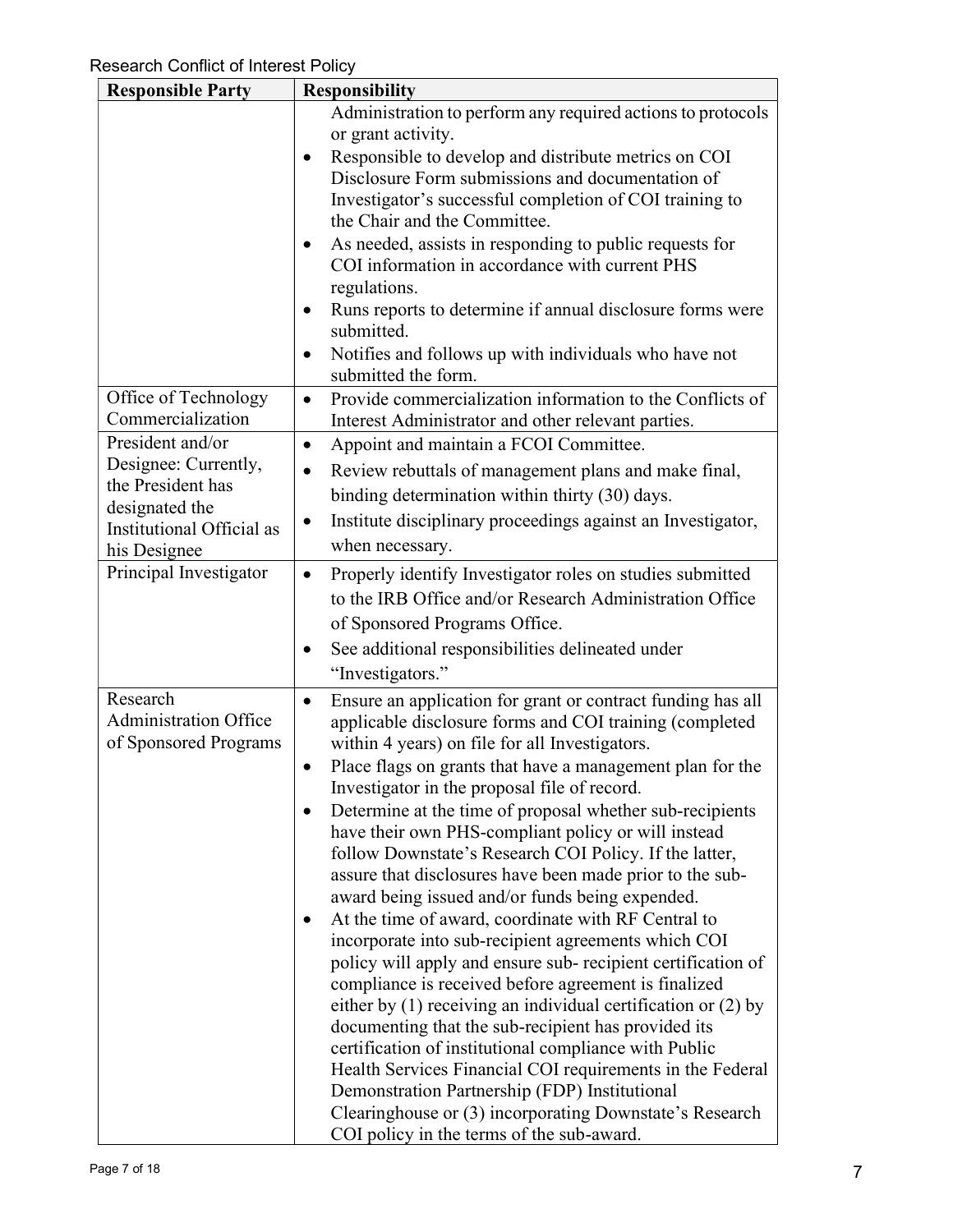| Responsible Party | Responsibility |
|---|---|
| | Administration to perform any required actions to protocols or grant activity.<br>• Responsible to develop and distribute metrics on COI Disclosure Form submissions and documentation of Investigator's successful completion of COI training to the Chair and the Committee.<br>• As needed, assists in responding to public requests for COI information in accordance with current PHS regulations.<br>• Runs reports to determine if annual disclosure forms were submitted.<br>• Notifies and follows up with individuals who have not submitted the form. |
| Office of Technology Commercialization | • Provide commercialization information to the Conflicts of Interest Administrator and other relevant parties. |
| President and/or Designee: Currently, the President has designated the Institutional Official as his Designee | • Appoint and maintain a FCOI Committee.<br>• Review rebuttals of management plans and make final, binding determination within thirty (30) days.<br>• Institute disciplinary proceedings against an Investigator, when necessary. |
| Principal Investigator | • Properly identify Investigator roles on studies submitted to the IRB Office and/or Research Administration Office of Sponsored Programs Office.<br>• See additional responsibilities delineated under "Investigators." |
| Research Administration Office of Sponsored Programs | • Ensure an application for grant or contract funding has all applicable disclosure forms and COI training (completed within 4 years) on file for all Investigators.<br>• Place flags on grants that have a management plan for the Investigator in the proposal file of record.<br>• Determine at the time of proposal whether sub-recipients have their own PHS-compliant policy or will instead follow Downstate's Research COI Policy. If the latter, assure that disclosures have been made prior to the sub-award being issued and/or funds being expended.<br>• At the time of award, coordinate with RF Central to incorporate into sub-recipient agreements which COI policy will apply and ensure sub- recipient certification of compliance is received before agreement is finalized either by (1) receiving an individual certification or (2) by documenting that the sub-recipient has provided its certification of institutional compliance with Public Health Services Financial COI requirements in the Federal Demonstration Partnership (FDP) Institutional Clearinghouse or (3) incorporating Downstate's Research COI policy in the terms of the sub-award. |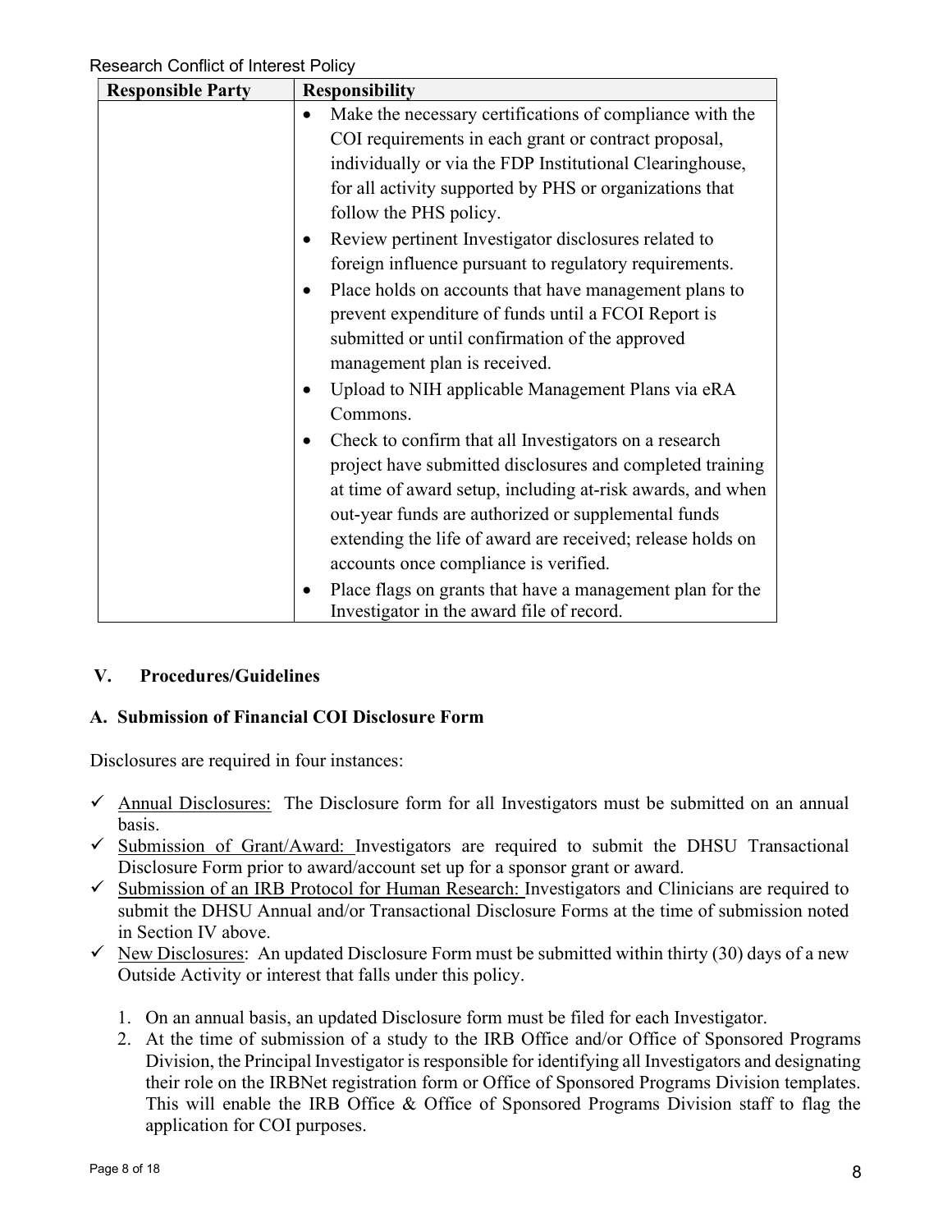| Responsible Party | Responsibility |
|---|---|
| | • Make the necessary certifications of compliance with the COI requirements in each grant or contract proposal, individually or via the FDP Institutional Clearinghouse, for all activity supported by PHS or organizations that follow the PHS policy.<br>• Review pertinent Investigator disclosures related to foreign influence pursuant to regulatory requirements.<br>• Place holds on accounts that have management plans to prevent expenditure of funds until a FCOI Report is submitted or until confirmation of the approved management plan is received.<br>• Upload to NIH applicable Management Plans via eRA Commons.<br>• Check to confirm that all Investigators on a research project have submitted disclosures and completed training at time of award setup, including at-risk awards, and when out-year funds are authorized or supplemental funds extending the life of award are received; release holds on accounts once compliance is verified.<br>• Place flags on grants that have a management plan for the Investigator in the award file of record. |

## V. Procedures/Guidelines

### A. Submission of Financial COI Disclosure Form

Disclosures are required in four instances:

- ✓ Annual Disclosures: The Disclosure form for all Investigators must be submitted on an annual basis.
- ✓ Submission of Grant/Award: Investigators are required to submit the DHSU Transactional Disclosure Form prior to award/account set up for a sponsor grant or award.
- ✓ Submission of an IRB Protocol for Human Research: Investigators and Clinicians are required to submit the DHSU Annual and/or Transactional Disclosure Forms at the time of submission noted in Section IV above.
- ✓ New Disclosures: An updated Disclosure Form must be submitted within thirty (30) days of a new Outside Activity or interest that falls under this policy.

1. On an annual basis, an updated Disclosure form must be filed for each Investigator.
2. At the time of submission of a study to the IRB Office and/or Office of Sponsored Programs Division, the Principal Investigator is responsible for identifying all Investigators and designating their role on the IRBNet registration form or Office of Sponsored Programs Division templates. This will enable the IRB Office & Office of Sponsored Programs Division staff to flag the application for COI purposes.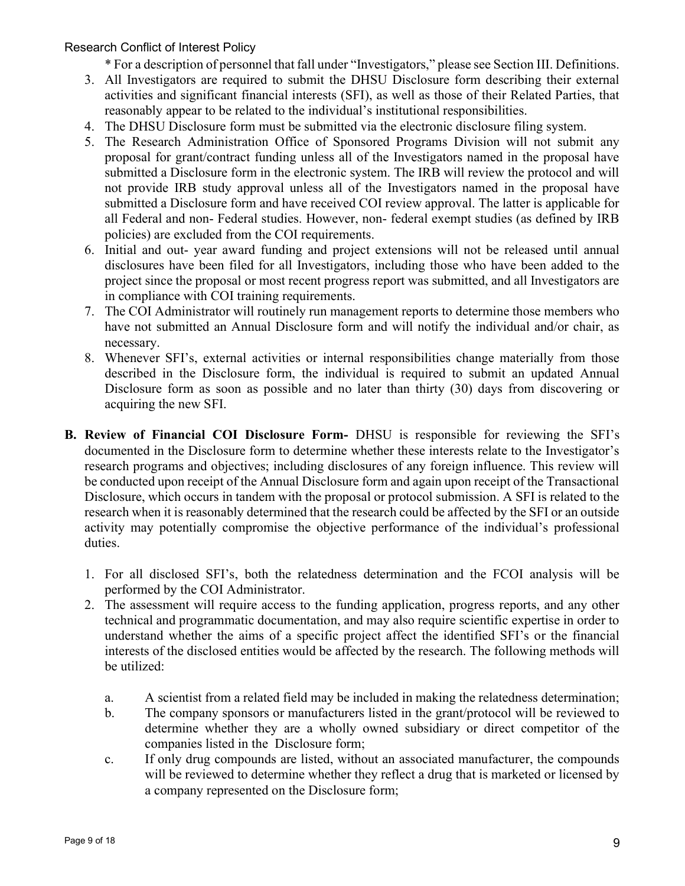\* For a description of personnel that fall under "Investigators," please see Section III. Definitions.

3. All Investigators are required to submit the DHSU Disclosure form describing their external activities and significant financial interests (SFI), as well as those of their Related Parties, that reasonably appear to be related to the individual's institutional responsibilities.
4. The DHSU Disclosure form must be submitted via the electronic disclosure filing system.
5. The Research Administration Office of Sponsored Programs Division will not submit any proposal for grant/contract funding unless all of the Investigators named in the proposal have submitted a Disclosure form in the electronic system. The IRB will review the protocol and will not provide IRB study approval unless all of the Investigators named in the proposal have submitted a Disclosure form and have received COI review approval. The latter is applicable for all Federal and non- Federal studies. However, non- federal exempt studies (as defined by IRB policies) are excluded from the COI requirements.
6. Initial and out- year award funding and project extensions will not be released until annual disclosures have been filed for all Investigators, including those who have been added to the project since the proposal or most recent progress report was submitted, and all Investigators are in compliance with COI training requirements.
7. The COI Administrator will routinely run management reports to determine those members who have not submitted an Annual Disclosure form and will notify the individual and/or chair, as necessary.
8. Whenever SFI's, external activities or internal responsibilities change materially from those described in the Disclosure form, the individual is required to submit an updated Annual Disclosure form as soon as possible and no later than thirty (30) days from discovering or acquiring the new SFI.

**B. Review of Financial COI Disclosure Form-** DHSU is responsible for reviewing the SFI's documented in the Disclosure form to determine whether these interests relate to the Investigator's research programs and objectives; including disclosures of any foreign influence. This review will be conducted upon receipt of the Annual Disclosure form and again upon receipt of the Transactional Disclosure, which occurs in tandem with the proposal or protocol submission. A SFI is related to the research when it is reasonably determined that the research could be affected by the SFI or an outside activity may potentially compromise the objective performance of the individual's professional duties.

1. For all disclosed SFI's, both the relatedness determination and the FCOI analysis will be performed by the COI Administrator.
2. The assessment will require access to the funding application, progress reports, and any other technical and programmatic documentation, and may also require scientific expertise in order to understand whether the aims of a specific project affect the identified SFI's or the financial interests of the disclosed entities would be affected by the research. The following methods will be utilized:

   a. A scientist from a related field may be included in making the relatedness determination;

   b. The company sponsors or manufacturers listed in the grant/protocol will be reviewed to determine whether they are a wholly owned subsidiary or direct competitor of the companies listed in the Disclosure form;

   c. If only drug compounds are listed, without an associated manufacturer, the compounds will be reviewed to determine whether they reflect a drug that is marketed or licensed by a company represented on the Disclosure form;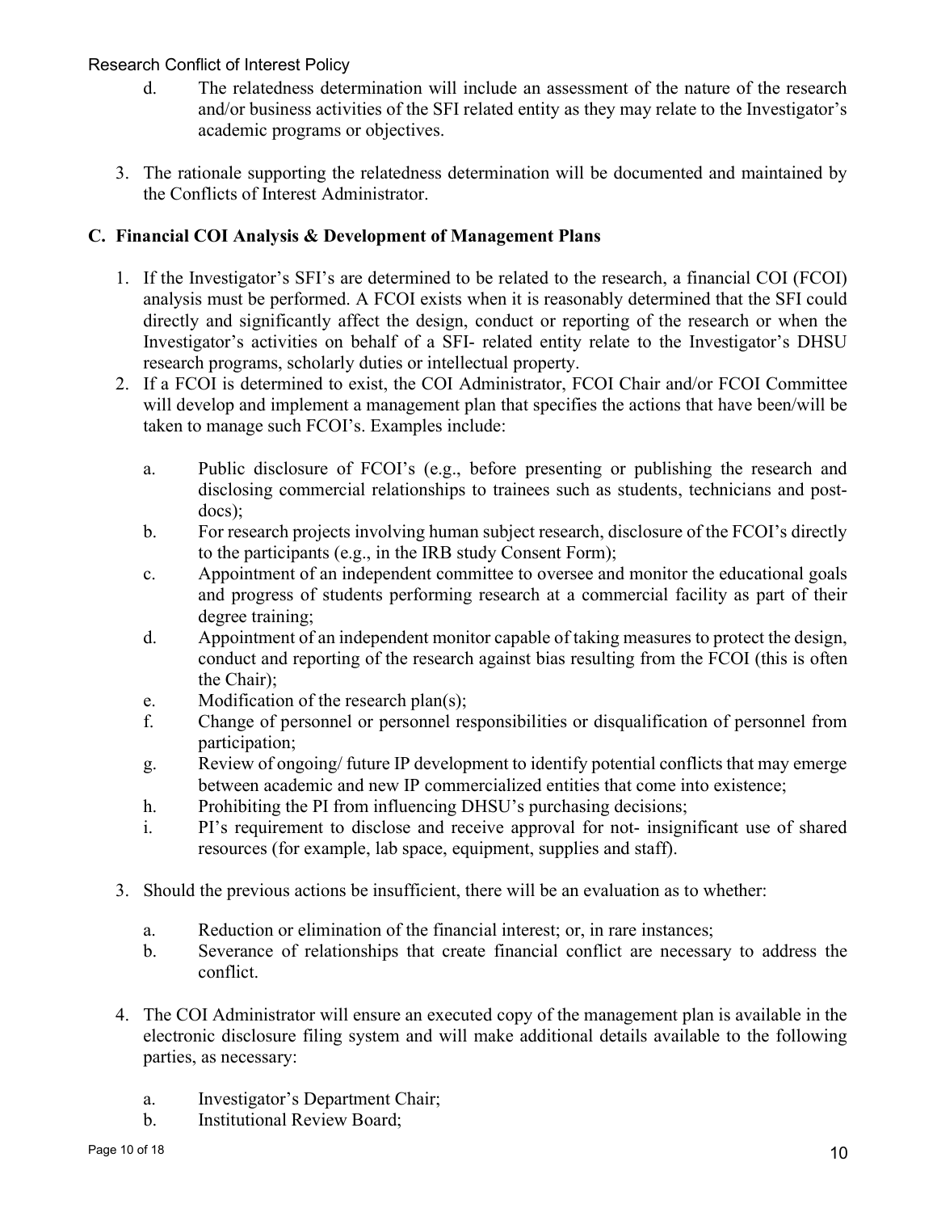d. The relatedness determination will include an assessment of the nature of the research and/or business activities of the SFI related entity as they may relate to the Investigator's academic programs or objectives.

3. The rationale supporting the relatedness determination will be documented and maintained by the Conflicts of Interest Administrator.

## C. Financial COI Analysis & Development of Management Plans

1. If the Investigator's SFI's are determined to be related to the research, a financial COI (FCOI) analysis must be performed. A FCOI exists when it is reasonably determined that the SFI could directly and significantly affect the design, conduct or reporting of the research or when the Investigator's activities on behalf of a SFI- related entity relate to the Investigator's DHSU research programs, scholarly duties or intellectual property.
2. If a FCOI is determined to exist, the COI Administrator, FCOI Chair and/or FCOI Committee will develop and implement a management plan that specifies the actions that have been/will be taken to manage such FCOI's. Examples include:

   a. Public disclosure of FCOI's (e.g., before presenting or publishing the research and disclosing commercial relationships to trainees such as students, technicians and post-docs);
   b. For research projects involving human subject research, disclosure of the FCOI's directly to the participants (e.g., in the IRB study Consent Form);
   c. Appointment of an independent committee to oversee and monitor the educational goals and progress of students performing research at a commercial facility as part of their degree training;
   d. Appointment of an independent monitor capable of taking measures to protect the design, conduct and reporting of the research against bias resulting from the FCOI (this is often the Chair);
   e. Modification of the research plan(s);
   f. Change of personnel or personnel responsibilities or disqualification of personnel from participation;
   g. Review of ongoing/ future IP development to identify potential conflicts that may emerge between academic and new IP commercialized entities that come into existence;
   h. Prohibiting the PI from influencing DHSU's purchasing decisions;
   i. PI's requirement to disclose and receive approval for not- insignificant use of shared resources (for example, lab space, equipment, supplies and staff).

3. Should the previous actions be insufficient, there will be an evaluation as to whether:

   a. Reduction or elimination of the financial interest; or, in rare instances;
   b. Severance of relationships that create financial conflict are necessary to address the conflict.

4. The COI Administrator will ensure an executed copy of the management plan is available in the electronic disclosure filing system and will make additional details available to the following parties, as necessary:

   a. Investigator's Department Chair;
   b. Institutional Review Board;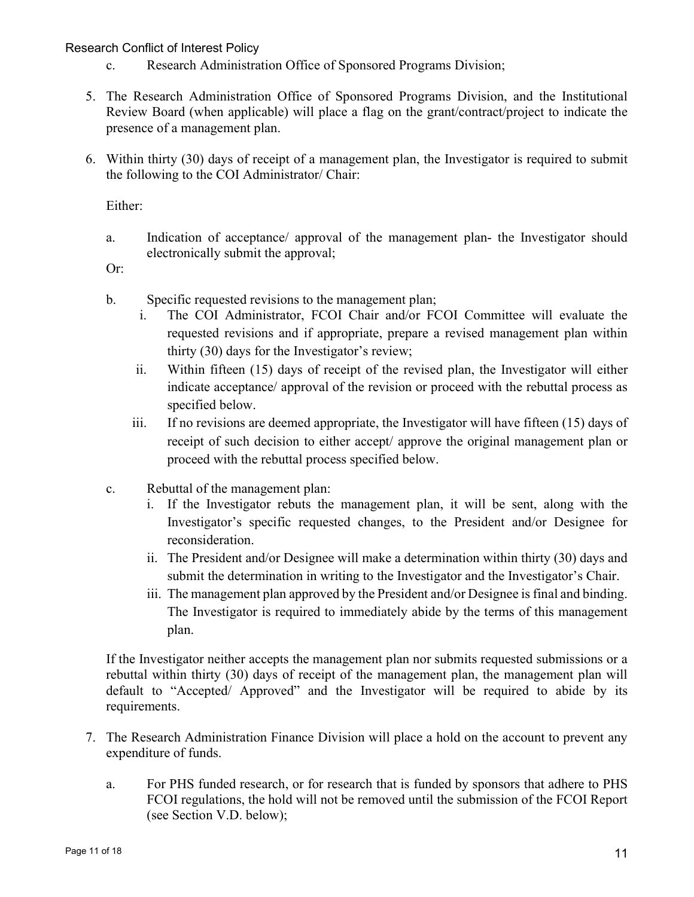c. Research Administration Office of Sponsored Programs Division;

5. The Research Administration Office of Sponsored Programs Division, and the Institutional Review Board (when applicable) will place a flag on the grant/contract/project to indicate the presence of a management plan.

6. Within thirty (30) days of receipt of a management plan, the Investigator is required to submit the following to the COI Administrator/ Chair:

   Either:

   a. Indication of acceptance/ approval of the management plan- the Investigator should electronically submit the approval;

   Or:

   b. Specific requested revisions to the management plan;
      i. The COI Administrator, FCOI Chair and/or FCOI Committee will evaluate the requested revisions and if appropriate, prepare a revised management plan within thirty (30) days for the Investigator's review;
      ii. Within fifteen (15) days of receipt of the revised plan, the Investigator will either indicate acceptance/ approval of the revision or proceed with the rebuttal process as specified below.
      iii. If no revisions are deemed appropriate, the Investigator will have fifteen (15) days of receipt of such decision to either accept/ approve the original management plan or proceed with the rebuttal process specified below.

   c. Rebuttal of the management plan:
      i. If the Investigator rebuts the management plan, it will be sent, along with the Investigator's specific requested changes, to the President and/or Designee for reconsideration.
      ii. The President and/or Designee will make a determination within thirty (30) days and submit the determination in writing to the Investigator and the Investigator's Chair.
      iii. The management plan approved by the President and/or Designee is final and binding. The Investigator is required to immediately abide by the terms of this management plan.

   If the Investigator neither accepts the management plan nor submits requested submissions or a rebuttal within thirty (30) days of receipt of the management plan, the management plan will default to "Accepted/ Approved" and the Investigator will be required to abide by its requirements.

7. The Research Administration Finance Division will place a hold on the account to prevent any expenditure of funds.

   a. For PHS funded research, or for research that is funded by sponsors that adhere to PHS FCOI regulations, the hold will not be removed until the submission of the FCOI Report (see Section V.D. below);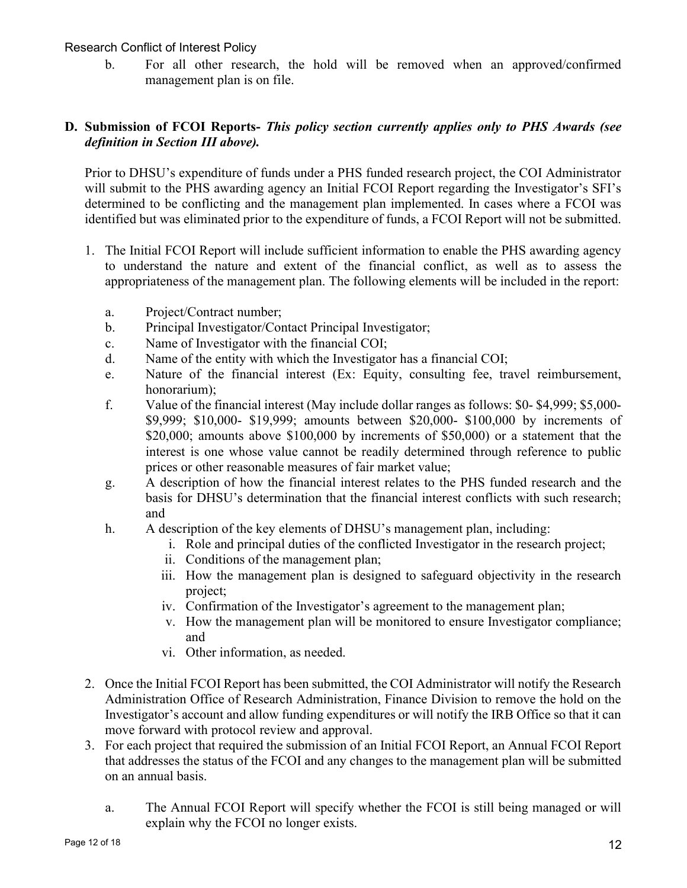b. For all other research, the hold will be removed when an approved/confirmed management plan is on file.

**D. Submission of FCOI Reports-** ***This policy section currently applies only to PHS Awards (see definition in Section III above).***

Prior to DHSU's expenditure of funds under a PHS funded research project, the COI Administrator will submit to the PHS awarding agency an Initial FCOI Report regarding the Investigator's SFI's determined to be conflicting and the management plan implemented. In cases where a FCOI was identified but was eliminated prior to the expenditure of funds, a FCOI Report will not be submitted.

1. The Initial FCOI Report will include sufficient information to enable the PHS awarding agency to understand the nature and extent of the financial conflict, as well as to assess the appropriateness of the management plan. The following elements will be included in the report:

   a. Project/Contract number;
   
   b. Principal Investigator/Contact Principal Investigator;
   
   c. Name of Investigator with the financial COI;
   
   d. Name of the entity with which the Investigator has a financial COI;
   
   e. Nature of the financial interest (Ex: Equity, consulting fee, travel reimbursement, honorarium);
   
   f. Value of the financial interest (May include dollar ranges as follows: $0- $4,999; $5,000- $9,999; $10,000- $19,999; amounts between $20,000- $100,000 by increments of $20,000; amounts above $100,000 by increments of $50,000) or a statement that the interest is one whose value cannot be readily determined through reference to public prices or other reasonable measures of fair market value;
   
   g. A description of how the financial interest relates to the PHS funded research and the basis for DHSU's determination that the financial interest conflicts with such research; and
   
   h. A description of the key elements of DHSU's management plan, including:
      
      i. Role and principal duties of the conflicted Investigator in the research project;
      
      ii. Conditions of the management plan;
      
      iii. How the management plan is designed to safeguard objectivity in the research project;
      
      iv. Confirmation of the Investigator's agreement to the management plan;
      
      v. How the management plan will be monitored to ensure Investigator compliance; and
      
      vi. Other information, as needed.

2. Once the Initial FCOI Report has been submitted, the COI Administrator will notify the Research Administration Office of Research Administration, Finance Division to remove the hold on the Investigator's account and allow funding expenditures or will notify the IRB Office so that it can move forward with protocol review and approval.

3. For each project that required the submission of an Initial FCOI Report, an Annual FCOI Report that addresses the status of the FCOI and any changes to the management plan will be submitted on an annual basis.

   a. The Annual FCOI Report will specify whether the FCOI is still being managed or will explain why the FCOI no longer exists.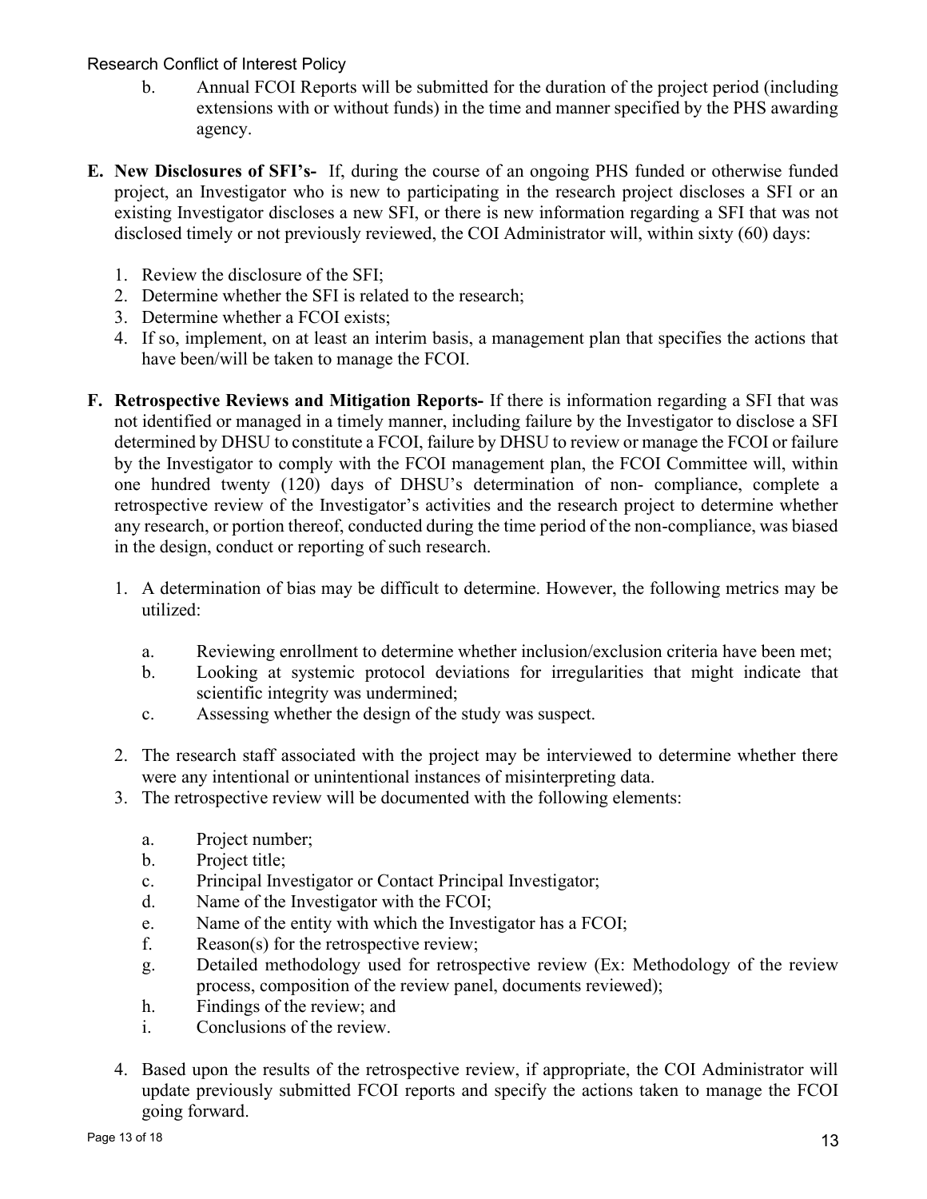b. Annual FCOI Reports will be submitted for the duration of the project period (including extensions with or without funds) in the time and manner specified by the PHS awarding agency.

**E. New Disclosures of SFI's-** If, during the course of an ongoing PHS funded or otherwise funded project, an Investigator who is new to participating in the research project discloses a SFI or an existing Investigator discloses a new SFI, or there is new information regarding a SFI that was not disclosed timely or not previously reviewed, the COI Administrator will, within sixty (60) days:

1. Review the disclosure of the SFI;
2. Determine whether the SFI is related to the research;
3. Determine whether a FCOI exists;
4. If so, implement, on at least an interim basis, a management plan that specifies the actions that have been/will be taken to manage the FCOI.

**F. Retrospective Reviews and Mitigation Reports-** If there is information regarding a SFI that was not identified or managed in a timely manner, including failure by the Investigator to disclose a SFI determined by DHSU to constitute a FCOI, failure by DHSU to review or manage the FCOI or failure by the Investigator to comply with the FCOI management plan, the FCOI Committee will, within one hundred twenty (120) days of DHSU's determination of non- compliance, complete a retrospective review of the Investigator's activities and the research project to determine whether any research, or portion thereof, conducted during the time period of the non-compliance, was biased in the design, conduct or reporting of such research.

1. A determination of bias may be difficult to determine. However, the following metrics may be utilized:

   a. Reviewing enrollment to determine whether inclusion/exclusion criteria have been met;
   b. Looking at systemic protocol deviations for irregularities that might indicate that scientific integrity was undermined;
   c. Assessing whether the design of the study was suspect.

2. The research staff associated with the project may be interviewed to determine whether there were any intentional or unintentional instances of misinterpreting data.
3. The retrospective review will be documented with the following elements:

   a. Project number;
   b. Project title;
   c. Principal Investigator or Contact Principal Investigator;
   d. Name of the Investigator with the FCOI;
   e. Name of the entity with which the Investigator has a FCOI;
   f. Reason(s) for the retrospective review;
   g. Detailed methodology used for retrospective review (Ex: Methodology of the review process, composition of the review panel, documents reviewed);
   h. Findings of the review; and
   i. Conclusions of the review.

4. Based upon the results of the retrospective review, if appropriate, the COI Administrator will update previously submitted FCOI reports and specify the actions taken to manage the FCOI going forward.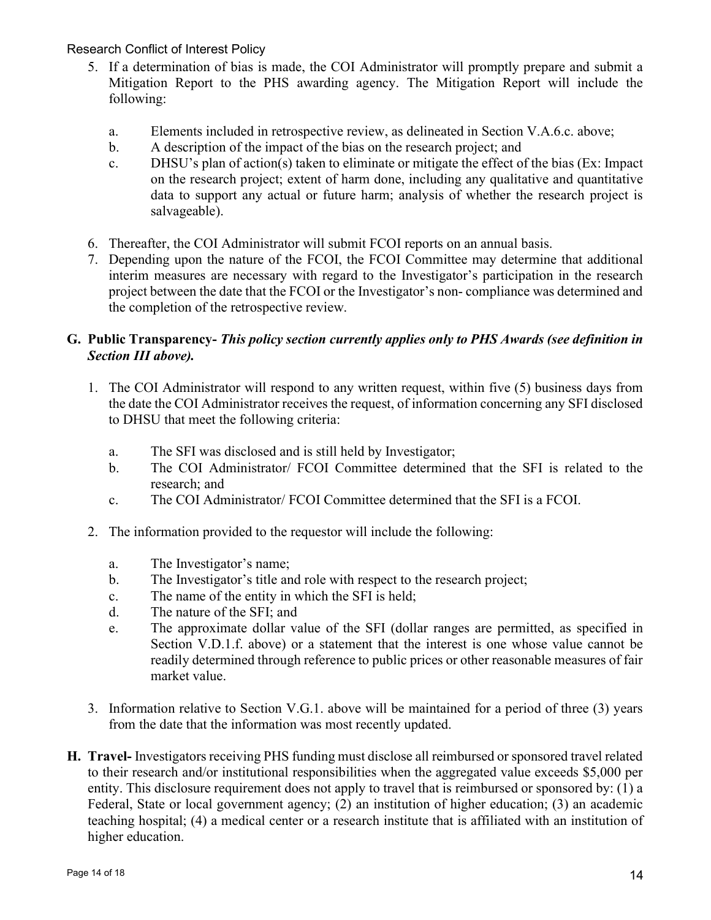5. If a determination of bias is made, the COI Administrator will promptly prepare and submit a Mitigation Report to the PHS awarding agency. The Mitigation Report will include the following:

   a. Elements included in retrospective review, as delineated in Section V.A.6.c. above;
   b. A description of the impact of the bias on the research project; and
   c. DHSU's plan of action(s) taken to eliminate or mitigate the effect of the bias (Ex: Impact on the research project; extent of harm done, including any qualitative and quantitative data to support any actual or future harm; analysis of whether the research project is salvageable).

6. Thereafter, the COI Administrator will submit FCOI reports on an annual basis.
7. Depending upon the nature of the FCOI, the FCOI Committee may determine that additional interim measures are necessary with regard to the Investigator's participation in the research project between the date that the FCOI or the Investigator's non- compliance was determined and the completion of the retrospective review.

**G. Public Transparency-** ***This policy section currently applies only to PHS Awards (see definition in Section III above).***

1. The COI Administrator will respond to any written request, within five (5) business days from the date the COI Administrator receives the request, of information concerning any SFI disclosed to DHSU that meet the following criteria:

   a. The SFI was disclosed and is still held by Investigator;
   b. The COI Administrator/ FCOI Committee determined that the SFI is related to the research; and
   c. The COI Administrator/ FCOI Committee determined that the SFI is a FCOI.

2. The information provided to the requestor will include the following:

   a. The Investigator's name;
   b. The Investigator's title and role with respect to the research project;
   c. The name of the entity in which the SFI is held;
   d. The nature of the SFI; and
   e. The approximate dollar value of the SFI (dollar ranges are permitted, as specified in Section V.D.1.f. above) or a statement that the interest is one whose value cannot be readily determined through reference to public prices or other reasonable measures of fair market value.

3. Information relative to Section V.G.1. above will be maintained for a period of three (3) years from the date that the information was most recently updated.

**H. Travel-** Investigators receiving PHS funding must disclose all reimbursed or sponsored travel related to their research and/or institutional responsibilities when the aggregated value exceeds $5,000 per entity. This disclosure requirement does not apply to travel that is reimbursed or sponsored by: (1) a Federal, State or local government agency; (2) an institution of higher education; (3) an academic teaching hospital; (4) a medical center or a research institute that is affiliated with an institution of higher education.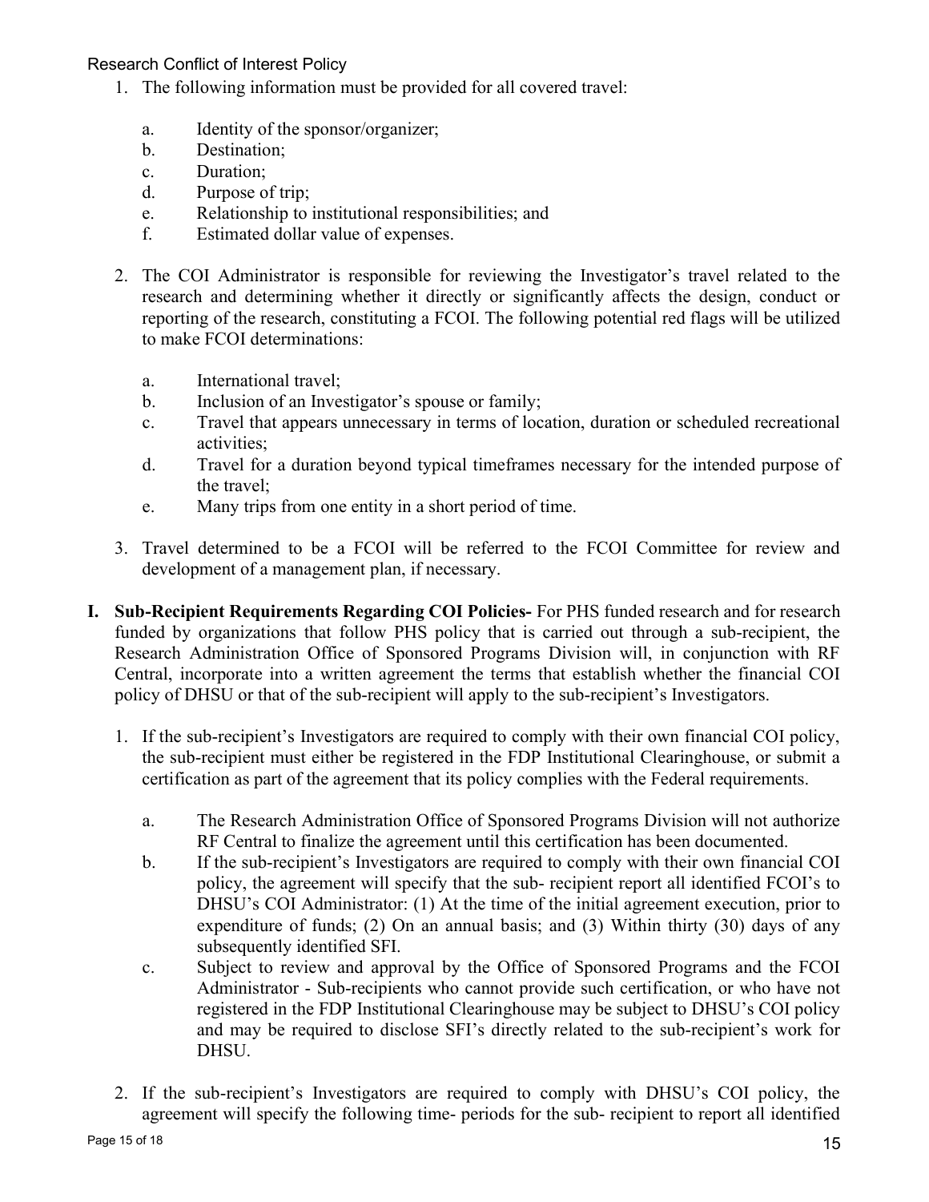1. The following information must be provided for all covered travel:

    a. Identity of the sponsor/organizer;
    b. Destination;
    c. Duration;
    d. Purpose of trip;
    e. Relationship to institutional responsibilities; and
    f. Estimated dollar value of expenses.

2. The COI Administrator is responsible for reviewing the Investigator's travel related to the research and determining whether it directly or significantly affects the design, conduct or reporting of the research, constituting a FCOI. The following potential red flags will be utilized to make FCOI determinations:

    a. International travel;
    b. Inclusion of an Investigator's spouse or family;
    c. Travel that appears unnecessary in terms of location, duration or scheduled recreational activities;
    d. Travel for a duration beyond typical timeframes necessary for the intended purpose of the travel;
    e. Many trips from one entity in a short period of time.

3. Travel determined to be a FCOI will be referred to the FCOI Committee for review and development of a management plan, if necessary.

**I. Sub-Recipient Requirements Regarding COI Policies-** For PHS funded research and for research funded by organizations that follow PHS policy that is carried out through a sub-recipient, the Research Administration Office of Sponsored Programs Division will, in conjunction with RF Central, incorporate into a written agreement the terms that establish whether the financial COI policy of DHSU or that of the sub-recipient will apply to the sub-recipient's Investigators.

1. If the sub-recipient's Investigators are required to comply with their own financial COI policy, the sub-recipient must either be registered in the FDP Institutional Clearinghouse, or submit a certification as part of the agreement that its policy complies with the Federal requirements.

    a. The Research Administration Office of Sponsored Programs Division will not authorize RF Central to finalize the agreement until this certification has been documented.
    b. If the sub-recipient's Investigators are required to comply with their own financial COI policy, the agreement will specify that the sub- recipient report all identified FCOI's to DHSU's COI Administrator: (1) At the time of the initial agreement execution, prior to expenditure of funds; (2) On an annual basis; and (3) Within thirty (30) days of any subsequently identified SFI.
    c. Subject to review and approval by the Office of Sponsored Programs and the FCOI Administrator - Sub-recipients who cannot provide such certification, or who have not registered in the FDP Institutional Clearinghouse may be subject to DHSU's COI policy and may be required to disclose SFI's directly related to the sub-recipient's work for DHSU.

2. If the sub-recipient's Investigators are required to comply with DHSU's COI policy, the agreement will specify the following time- periods for the sub- recipient to report all identified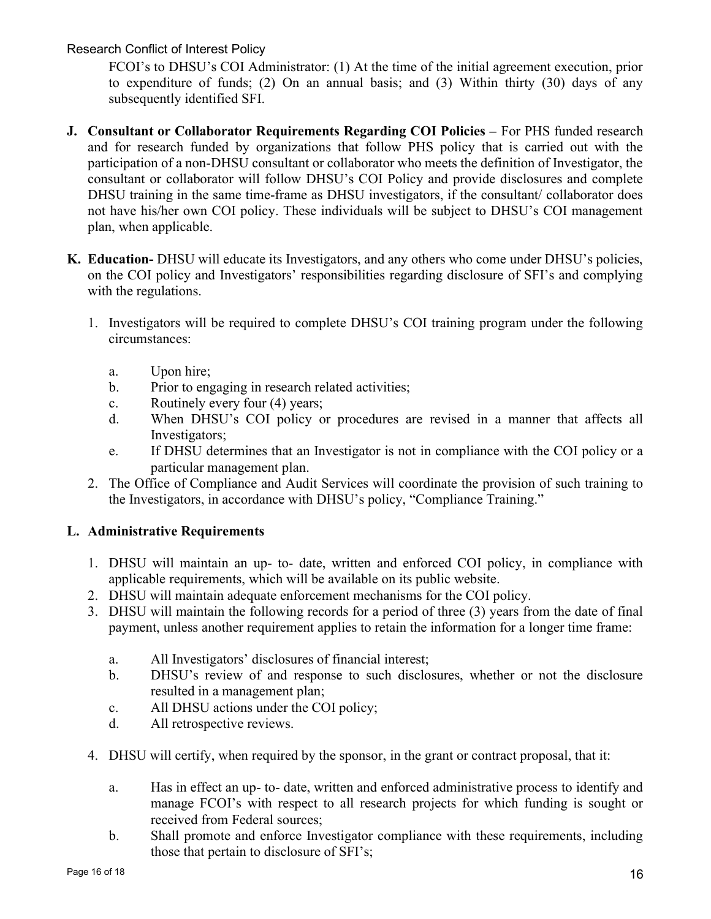FCOI's to DHSU's COI Administrator: (1) At the time of the initial agreement execution, prior to expenditure of funds; (2) On an annual basis; and (3) Within thirty (30) days of any subsequently identified SFI.

**J. Consultant or Collaborator Requirements Regarding COI Policies –** For PHS funded research and for research funded by organizations that follow PHS policy that is carried out with the participation of a non-DHSU consultant or collaborator who meets the definition of Investigator, the consultant or collaborator will follow DHSU's COI Policy and provide disclosures and complete DHSU training in the same time-frame as DHSU investigators, if the consultant/ collaborator does not have his/her own COI policy. These individuals will be subject to DHSU's COI management plan, when applicable.

**K. Education-** DHSU will educate its Investigators, and any others who come under DHSU's policies, on the COI policy and Investigators' responsibilities regarding disclosure of SFI's and complying with the regulations.

1. Investigators will be required to complete DHSU's COI training program under the following circumstances:

   a. Upon hire;
   b. Prior to engaging in research related activities;
   c. Routinely every four (4) years;
   d. When DHSU's COI policy or procedures are revised in a manner that affects all Investigators;
   e. If DHSU determines that an Investigator is not in compliance with the COI policy or a particular management plan.

2. The Office of Compliance and Audit Services will coordinate the provision of such training to the Investigators, in accordance with DHSU's policy, "Compliance Training."

**L. Administrative Requirements**

1. DHSU will maintain an up- to- date, written and enforced COI policy, in compliance with applicable requirements, which will be available on its public website.
2. DHSU will maintain adequate enforcement mechanisms for the COI policy.
3. DHSU will maintain the following records for a period of three (3) years from the date of final payment, unless another requirement applies to retain the information for a longer time frame:

   a. All Investigators' disclosures of financial interest;
   b. DHSU's review of and response to such disclosures, whether or not the disclosure resulted in a management plan;
   c. All DHSU actions under the COI policy;
   d. All retrospective reviews.

4. DHSU will certify, when required by the sponsor, in the grant or contract proposal, that it:

   a. Has in effect an up- to- date, written and enforced administrative process to identify and manage FCOI's with respect to all research projects for which funding is sought or received from Federal sources;
   b. Shall promote and enforce Investigator compliance with these requirements, including those that pertain to disclosure of SFI's;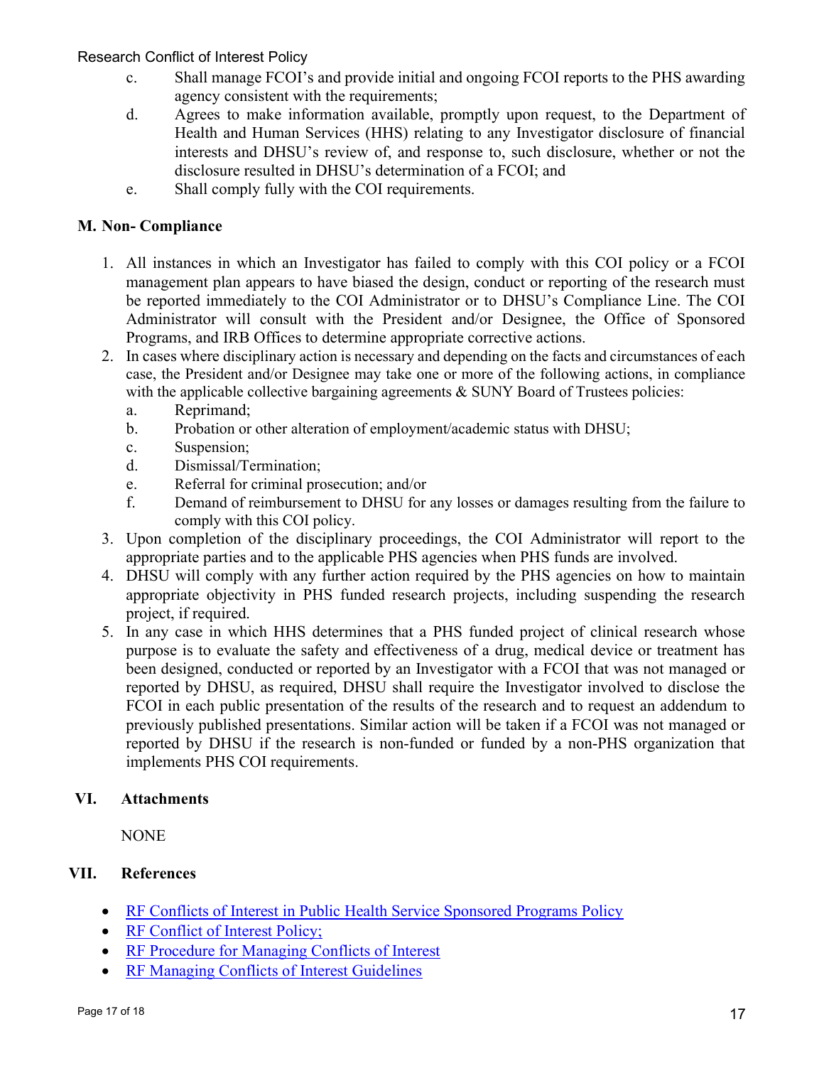c. Shall manage FCOI's and provide initial and ongoing FCOI reports to the PHS awarding agency consistent with the requirements;

d. Agrees to make information available, promptly upon request, to the Department of Health and Human Services (HHS) relating to any Investigator disclosure of financial interests and DHSU's review of, and response to, such disclosure, whether or not the disclosure resulted in DHSU's determination of a FCOI; and

e. Shall comply fully with the COI requirements.

### M. Non- Compliance

1. All instances in which an Investigator has failed to comply with this COI policy or a FCOI management plan appears to have biased the design, conduct or reporting of the research must be reported immediately to the COI Administrator or to DHSU's Compliance Line. The COI Administrator will consult with the President and/or Designee, the Office of Sponsored Programs, and IRB Offices to determine appropriate corrective actions.
2. In cases where disciplinary action is necessary and depending on the facts and circumstances of each case, the President and/or Designee may take one or more of the following actions, in compliance with the applicable collective bargaining agreements & SUNY Board of Trustees policies:
   a. Reprimand;
   b. Probation or other alteration of employment/academic status with DHSU;
   c. Suspension;
   d. Dismissal/Termination;
   e. Referral for criminal prosecution; and/or
   f. Demand of reimbursement to DHSU for any losses or damages resulting from the failure to comply with this COI policy.
3. Upon completion of the disciplinary proceedings, the COI Administrator will report to the appropriate parties and to the applicable PHS agencies when PHS funds are involved.
4. DHSU will comply with any further action required by the PHS agencies on how to maintain appropriate objectivity in PHS funded research projects, including suspending the research project, if required.
5. In any case in which HHS determines that a PHS funded project of clinical research whose purpose is to evaluate the safety and effectiveness of a drug, medical device or treatment has been designed, conducted or reported by an Investigator with a FCOI that was not managed or reported by DHSU, as required, DHSU shall require the Investigator involved to disclose the FCOI in each public presentation of the results of the research and to request an addendum to previously published presentations. Similar action will be taken if a FCOI was not managed or reported by DHSU if the research is non-funded or funded by a non-PHS organization that implements PHS COI requirements.

## VI. Attachments

NONE

## VII. References

- RF Conflicts of Interest in Public Health Service Sponsored Programs Policy
- RF Conflict of Interest Policy;
- RF Procedure for Managing Conflicts of Interest
- RF Managing Conflicts of Interest Guidelines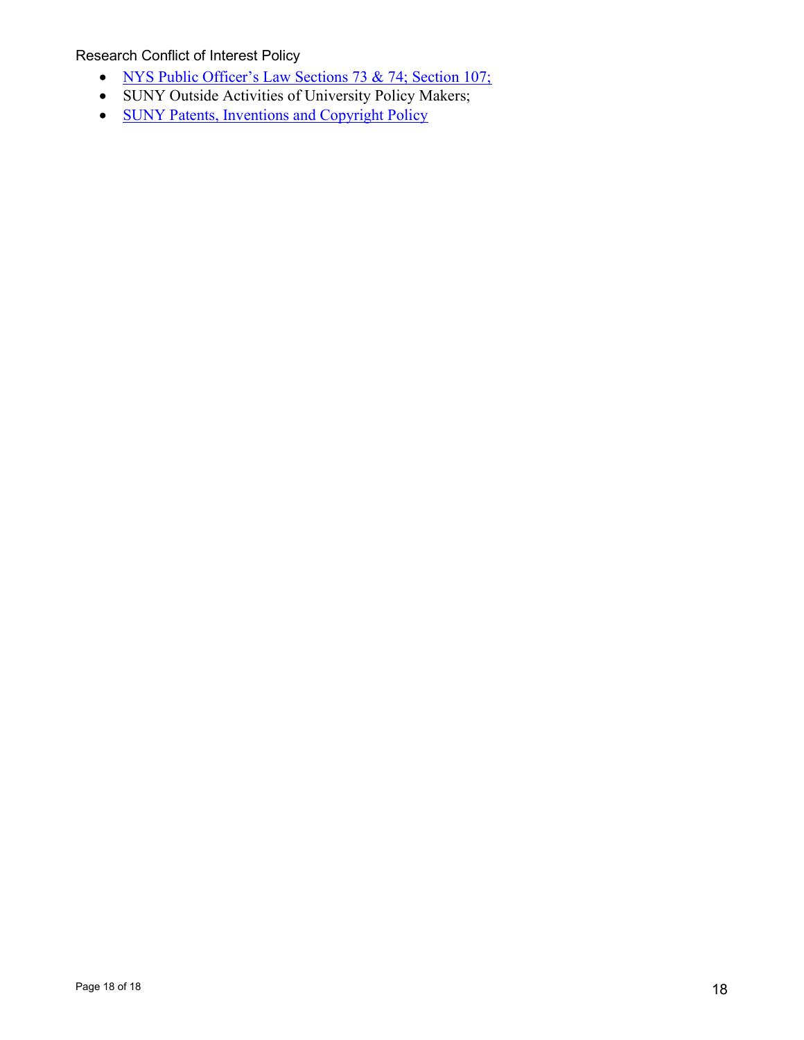Research Conflict of Interest Policy

- NYS Public Officer's Law Sections 73 & 74; Section 107;
- SUNY Outside Activities of University Policy Makers;
- SUNY Patents, Inventions and Copyright Policy